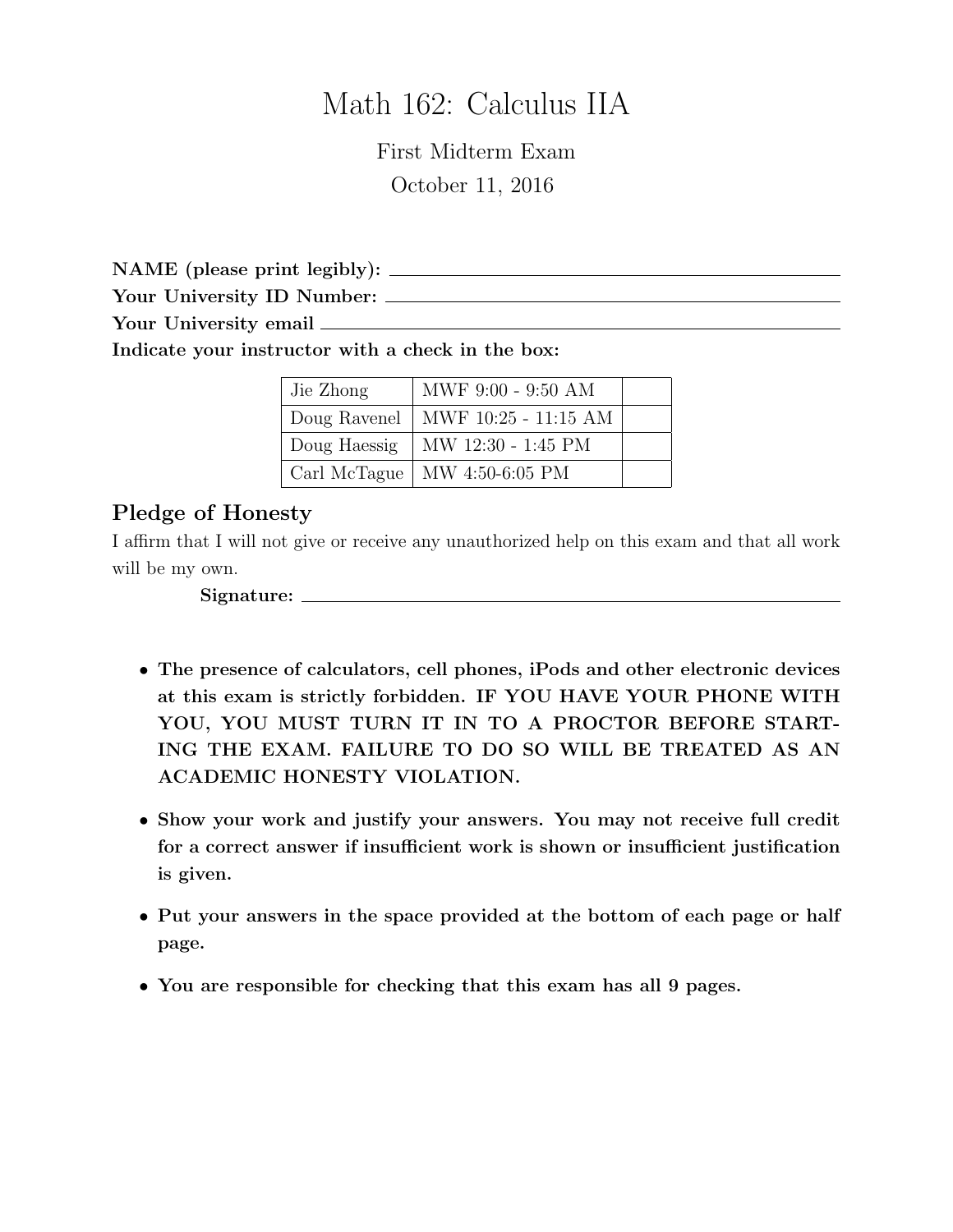# Math 162: Calculus IIA

First Midterm Exam

October 11, 2016

**NAME (please print legibly):** ____________________

**Your University ID Number:** ____________________

**Your University email** ____________________

**Indicate your instructor with a check in the box:**

| | | |
|---|---|---|
| Jie Zhong | MWF 9:00 - 9:50 AM | |
| Doug Ravenel | MWF 10:25 - 11:15 AM | |
| Doug Haessig | MW 12:30 - 1:45 PM | |
| Carl McTague | MW 4:50-6:05 PM | |

## Pledge of Honesty

I affirm that I will not give or receive any unauthorized help on this exam and that all work will be my own.

**Signature:** ____________________

- **The presence of calculators, cell phones, iPods and other electronic devices at this exam is strictly forbidden. IF YOU HAVE YOUR PHONE WITH YOU, YOU MUST TURN IT IN TO A PROCTOR BEFORE STARTING THE EXAM. FAILURE TO DO SO WILL BE TREATED AS AN ACADEMIC HONESTY VIOLATION.**
- **Show your work and justify your answers. You may not receive full credit for a correct answer if insufficient work is shown or insufficient justification is given.**
- **Put your answers in the space provided at the bottom of each page or half page.**
- **You are responsible for checking that this exam has all 9 pages.**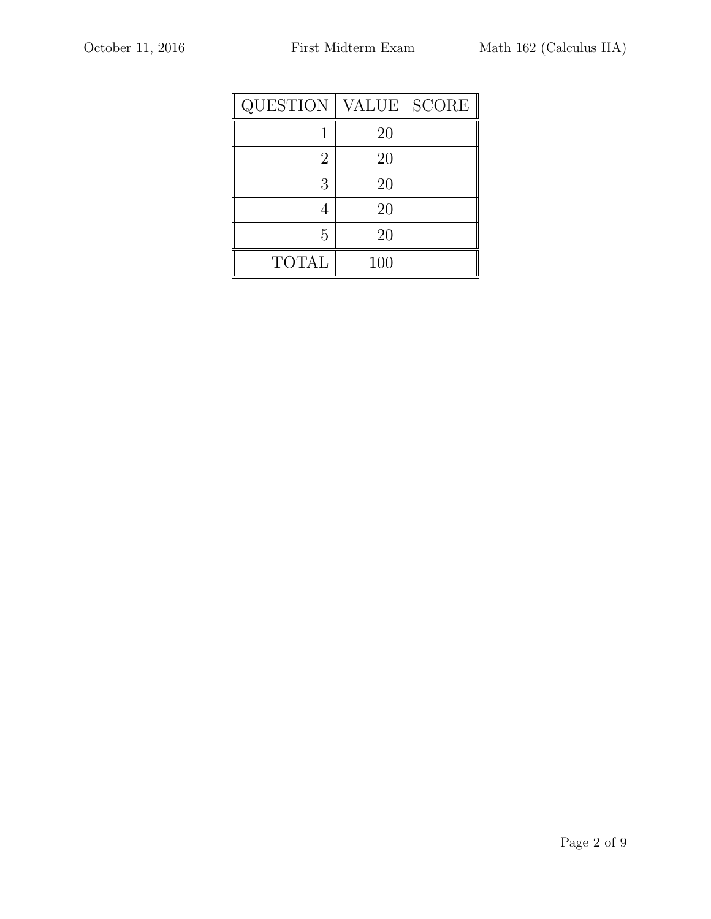| QUESTION | VALUE | SCORE |
| ---: | ---: | --- |
| 1 | 20 | |
| 2 | 20 | |
| 3 | 20 | |
| 4 | 20 | |
| 5 | 20 | |
| TOTAL | 100 | |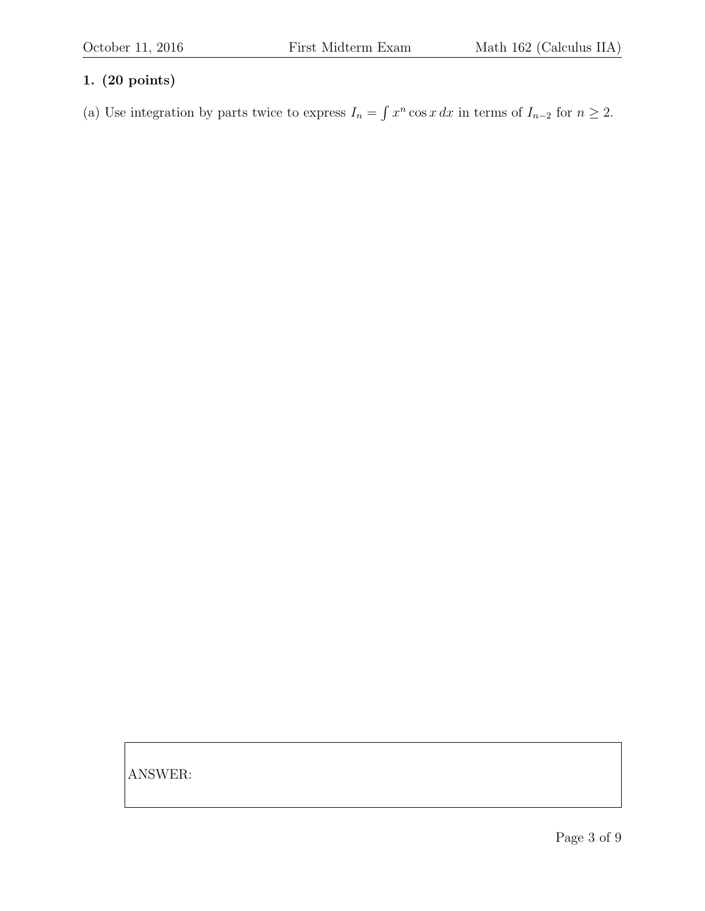**1. (20 points)**

(a) Use integration by parts twice to express $I_n = \int x^n \cos x \, dx$ in terms of $I_{n-2}$ for $n \geq 2$.

ANSWER: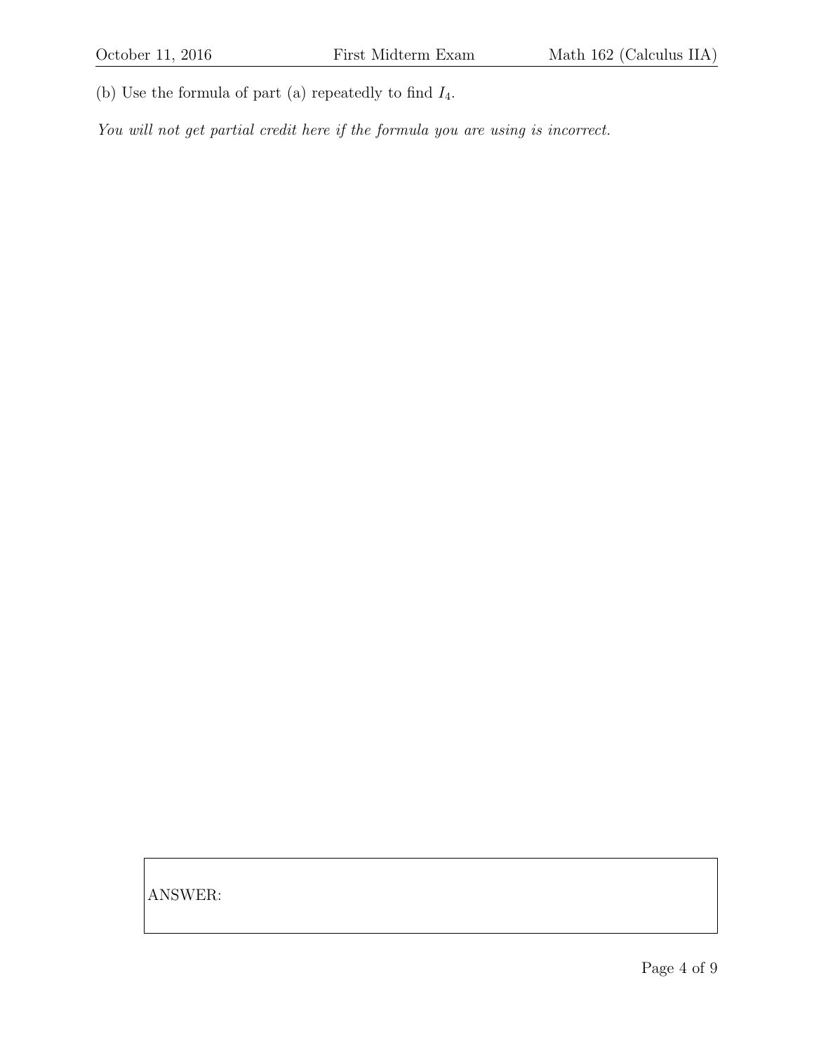(b) Use the formula of part (a) repeatedly to find $I_4$.

*You will not get partial credit here if the formula you are using is incorrect.*

ANSWER: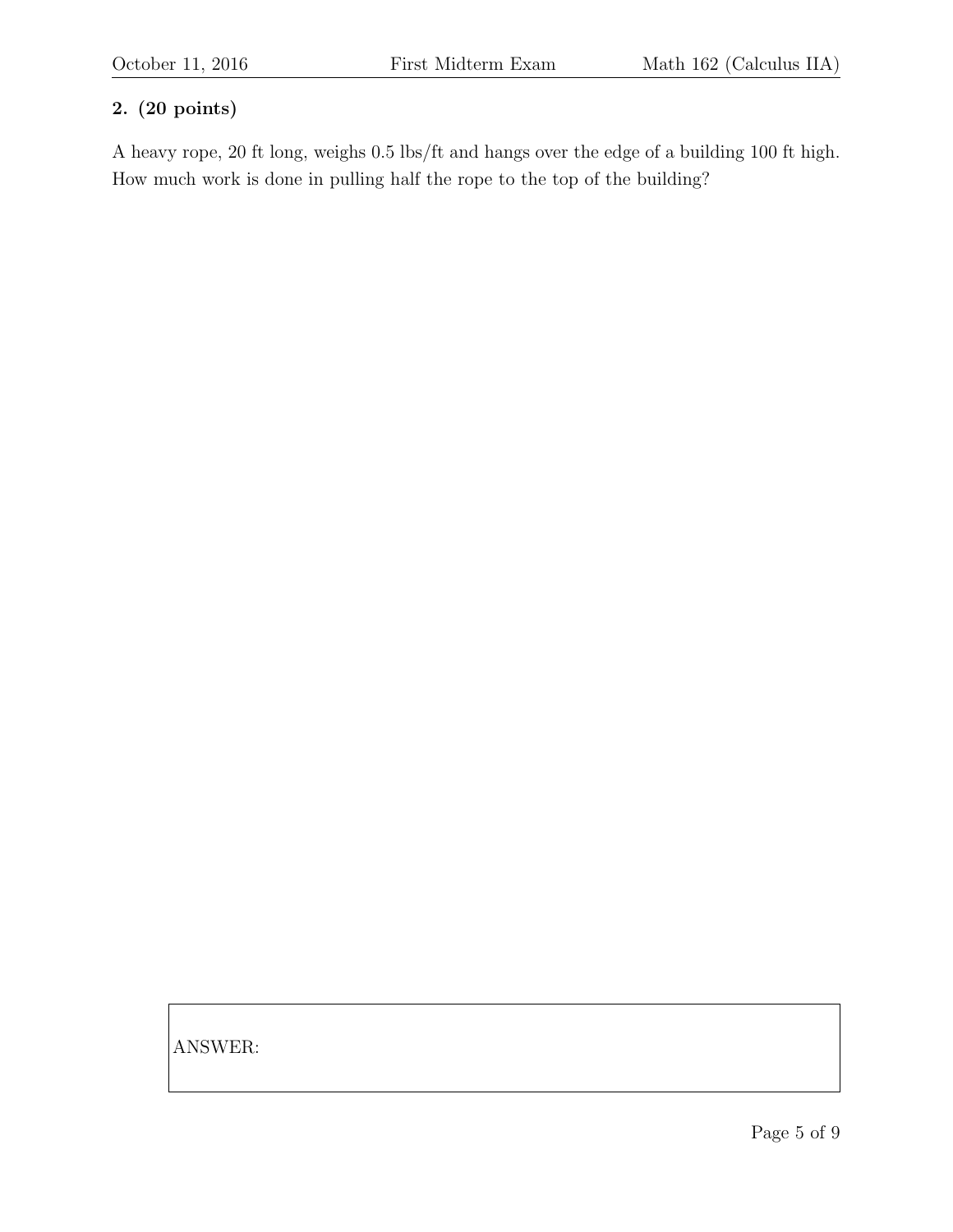**2. (20 points)**

A heavy rope, 20 ft long, weighs 0.5 lbs/ft and hangs over the edge of a building 100 ft high. How much work is done in pulling half the rope to the top of the building?

ANSWER: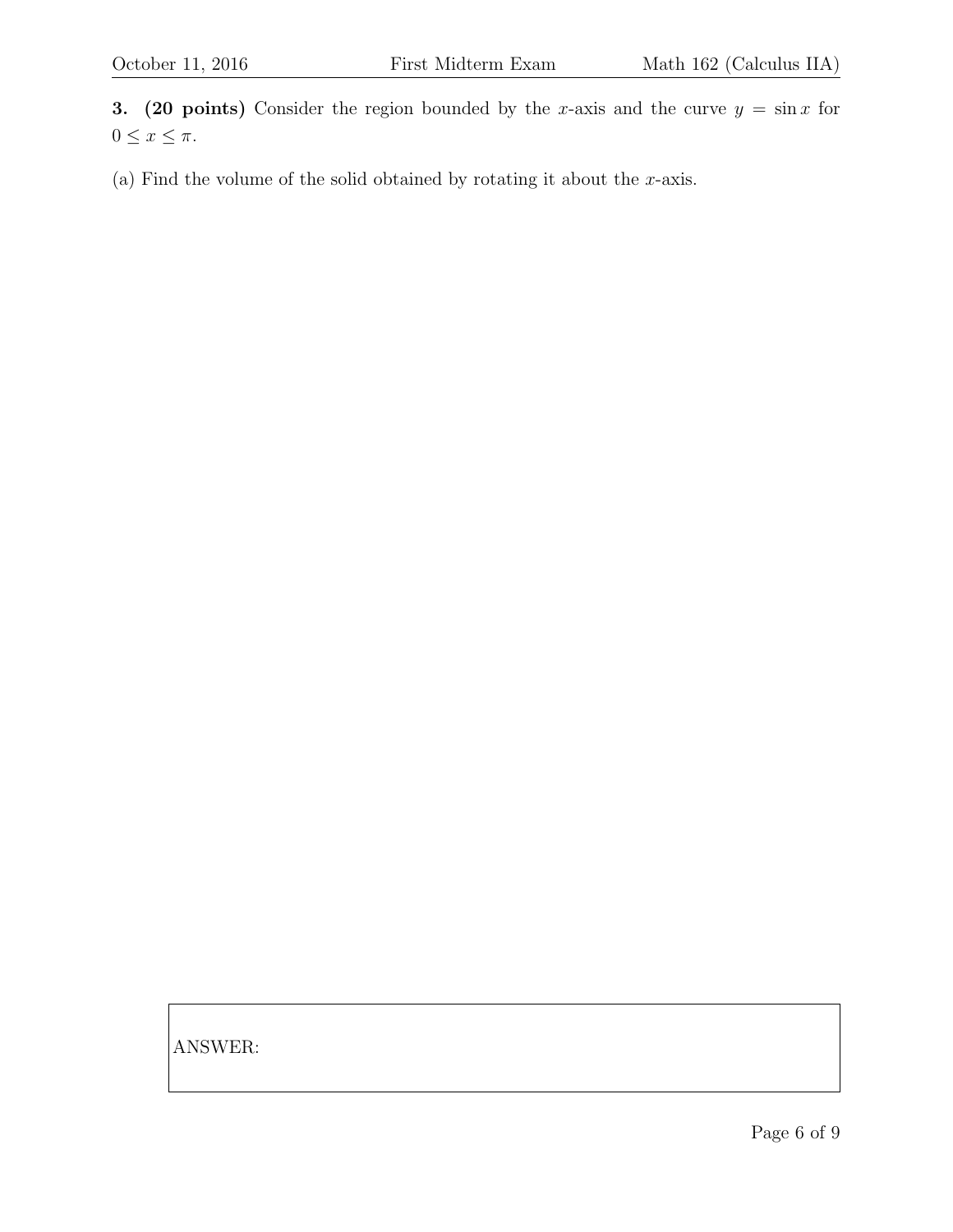**3. (20 points)** Consider the region bounded by the $x$-axis and the curve $y = \sin x$ for $0 \leq x \leq \pi$.

(a) Find the volume of the solid obtained by rotating it about the $x$-axis.

| ANSWER: |
|---|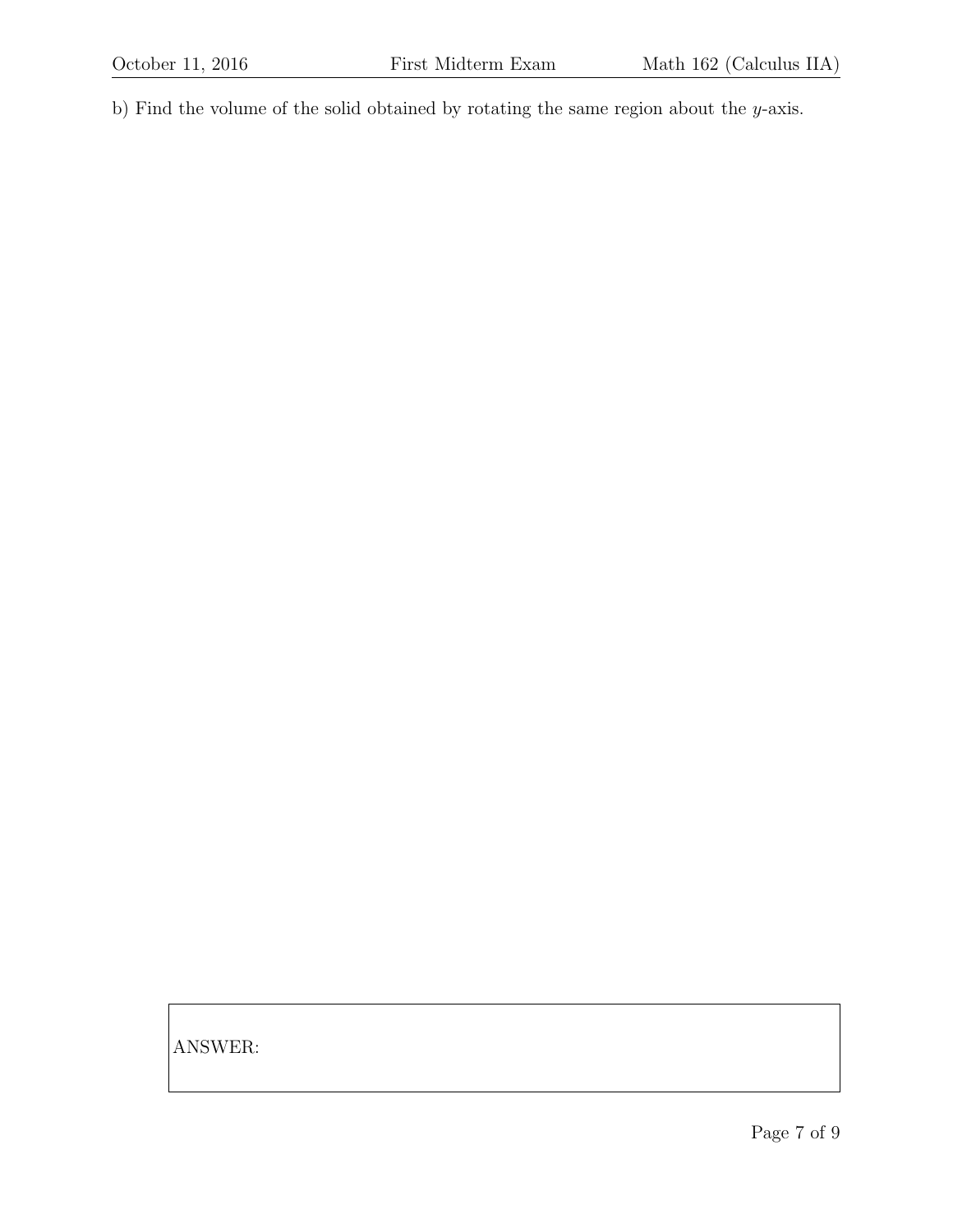b) Find the volume of the solid obtained by rotating the same region about the $y$-axis.

ANSWER: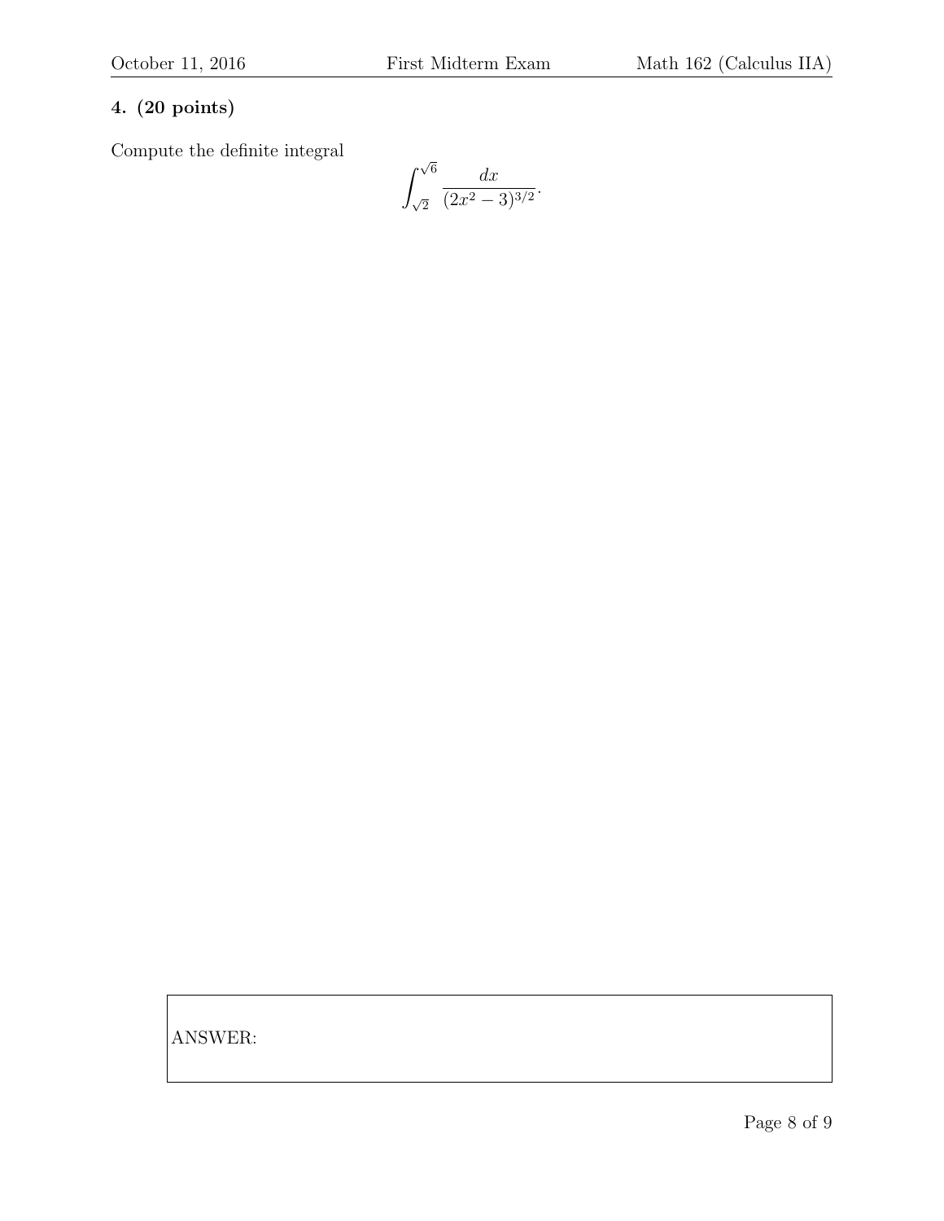**4. (20 points)**

Compute the definite integral

$$\int_{\sqrt{2}}^{\sqrt{6}} \frac{dx}{(2x^2 - 3)^{3/2}}.$$

ANSWER: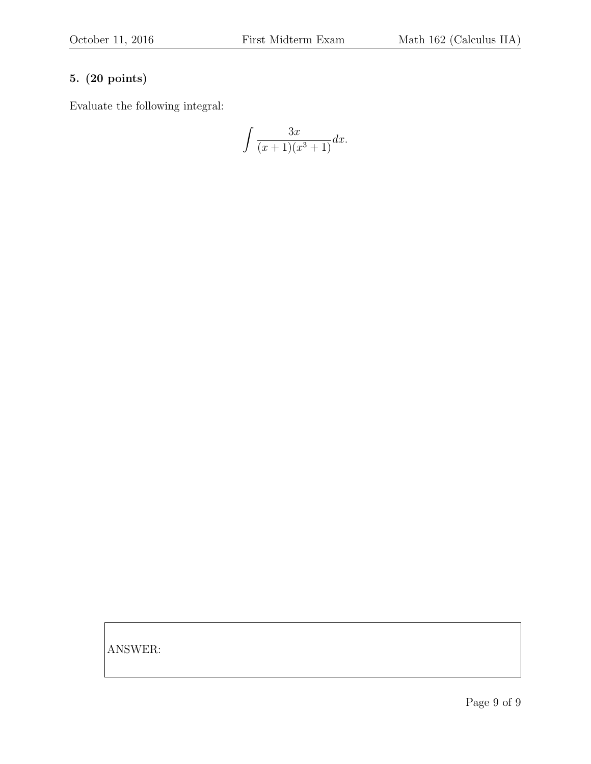**5. (20 points)**

Evaluate the following integral:

$$\int \frac{3x}{(x+1)(x^3+1)}dx.$$

ANSWER: